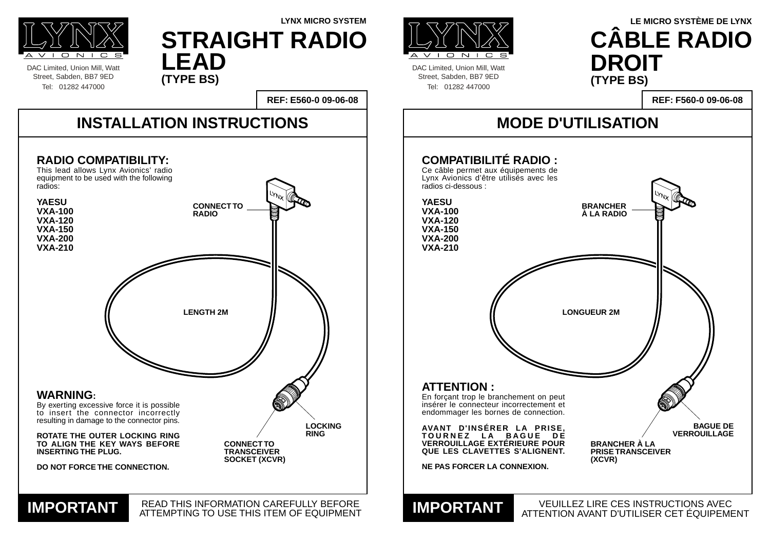LYNX AVIONICS

DAC Limited, Union Mill, Watt Street, Sabden, BB7 9ED
Tel: 01282 447000

LYNX MICRO SYSTEM

# STRAIGHT RADIO LEAD
**(TYPE BS)**

**REF: E560-0 09-06-08**

## INSTALLATION INSTRUCTIONS

### RADIO COMPATIBILITY:

This lead allows Lynx Avionics' radio equipment to be used with the following radios:

**YAESU**
**VXA-100**
**VXA-120**
**VXA-150**
**VXA-200**
**VXA-210**

CONNECT TO RADIO

LENGTH 2M

LOCKING RING

CONNECT TO TRANSCEIVER SOCKET (XCVR)

### WARNING:

By exerting excessive force it is possible to insert the connector incorrectly resulting in damage to the connector pins.

**ROTATE THE OUTER LOCKING RING TO ALIGN THE KEY WAYS BEFORE INSERTING THE PLUG.**

**DO NOT FORCE THE CONNECTION.**

**IMPORTANT** READ THIS INFORMATION CAREFULLY BEFORE ATTEMPTING TO USE THIS ITEM OF EQUIPMENT

---

LYNX AVIONICS

DAC Limited, Union Mill, Watt Street, Sabden, BB7 9ED
Tel: 01282 447000

LE MICRO SYSTÈME DE LYNX

# CÂBLE RADIO DROIT
**(TYPE BS)**

**REF: F560-0 09-06-08**

## MODE D'UTILISATION

### COMPATIBILITÉ RADIO :

Ce câble permet aux équipements de Lynx Avionics d'être utilisés avec les radios ci-dessous :

**YAESU**
**VXA-100**
**VXA-120**
**VXA-150**
**VXA-200**
**VXA-210**

BRANCHER À LA RADIO

LONGUEUR 2M

BAGUE DE VERROUILLAGE

BRANCHER À LA PRISE TRANSCEIVER (XCVR)

### ATTENTION :

En forçant trop le branchement on peut insérer le connecteur incorrectement et endommager les bornes de connection.

**AVANT D'INSÉRER LA PRISE, TOURNEZ LA BAGUE DE VERROUILLAGE EXTÉRIEURE POUR QUE LES CLAVETTES S'ALIGNENT.**

**NE PAS FORCER LA CONNEXION.**

**IMPORTANT** VEUILLEZ LIRE CES INSTRUCTIONS AVEC ATTENTION AVANT D'UTILISER CET ÉQUIPEMENT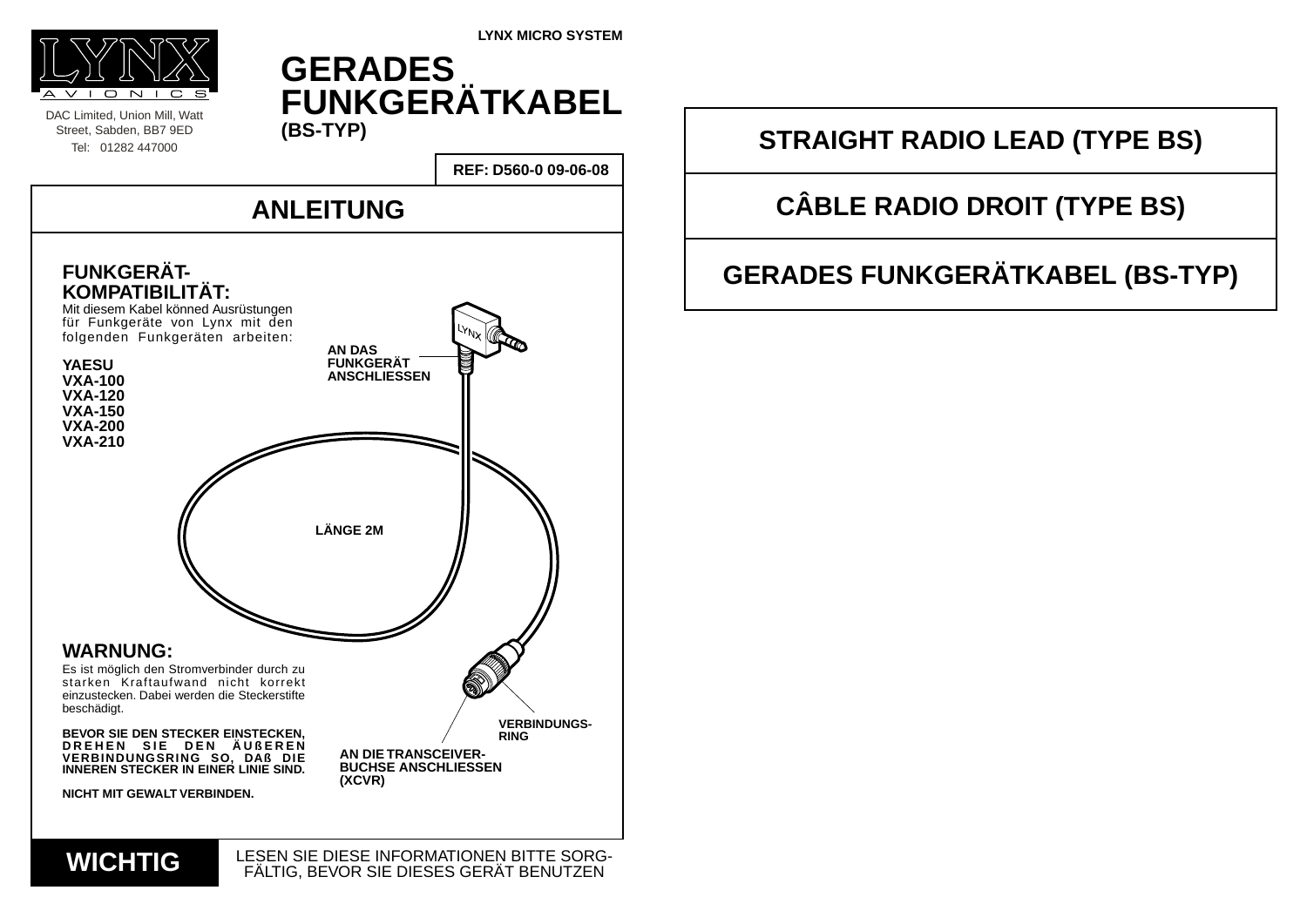LYNX MICRO SYSTEM

LYNX AVIONICS

DAC Limited, Union Mill, Watt Street, Sabden, BB7 9ED
Tel: 01282 447000

# GERADES FUNKGERÄTKABEL
**(BS-TYP)**

**REF: D560-0 09-06-08**

## ANLEITUNG

### FUNKGERÄT-KOMPATIBILITÄT:

Mit diesem Kabel können Ausrüstungen für Funkgeräte von Lynx mit den folgenden Funkgeräten arbeiten:

**YAESU**
**VXA-100**
**VXA-120**
**VXA-150**
**VXA-200**
**VXA-210**

AN DAS FUNKGERÄT ANSCHLIESSEN

LÄNGE 2M

VERBINDUNGS-RING

AN DIE TRANSCEIVER-BUCHSE ANSCHLIESSEN (XCVR)

### WARNUNG:

Es ist möglich den Stromverbinder durch zu starken Kraftaufwand nicht korrekt einzustecken. Dabei werden die Steckerstifte beschädigt.

**BEVOR SIE DEN STECKER EINSTECKEN, DREHEN SIE DEN ÄUßEREN VERBINDUNGSRING SO, DAß DIE INNEREN STECKER IN EINER LINIE SIND.**

**NICHT MIT GEWALT VERBINDEN.**

**WICHTIG** LESEN SIE DIESE INFORMATIONEN BITTE SORGFÄLTIG, BEVOR SIE DIESES GERÄT BENUTZEN

| STRAIGHT RADIO LEAD (TYPE BS) |
|---|
| CÂBLE RADIO DROIT (TYPE BS) |
| GERADES FUNKGERÄTKABEL (BS-TYP) |